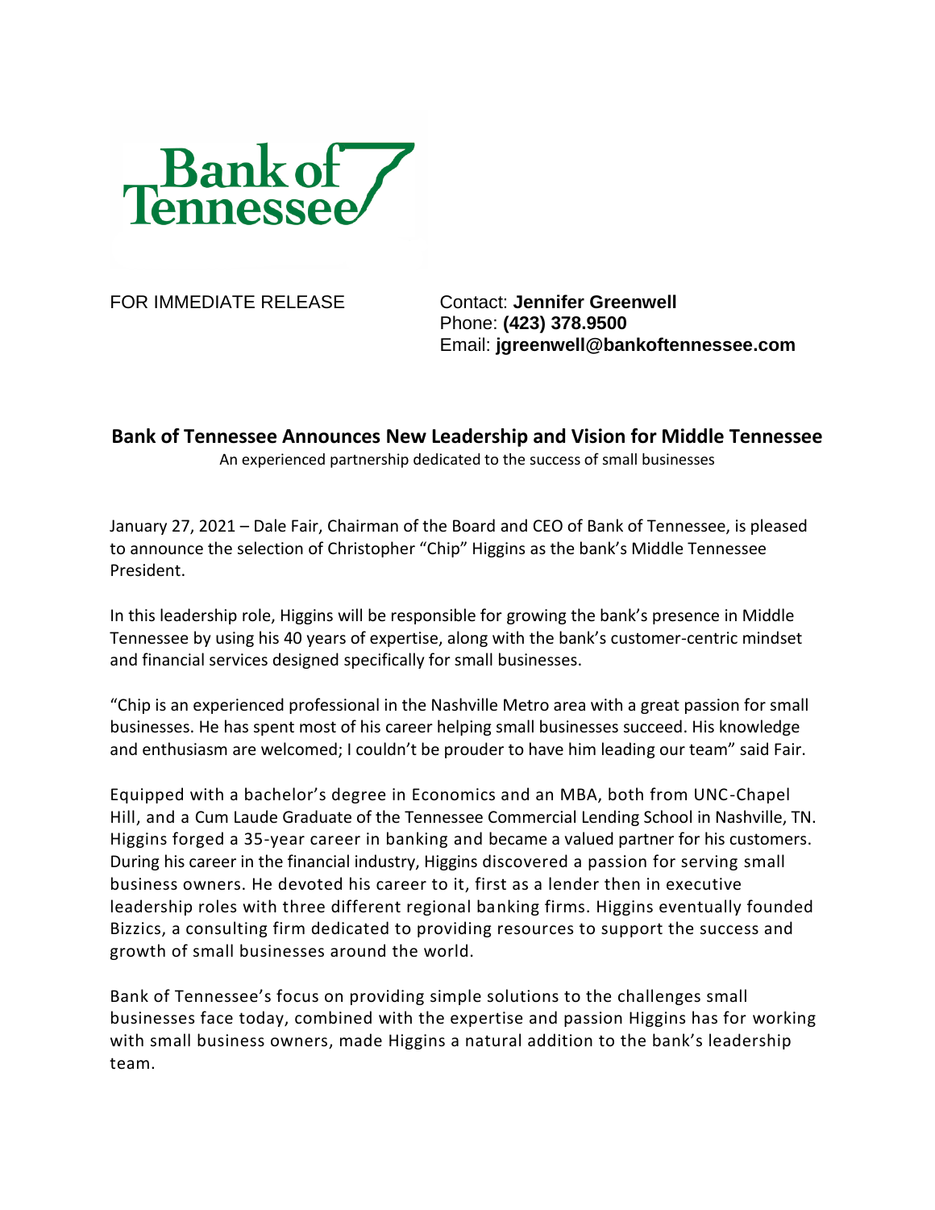Bank of Tennessee

FOR IMMEDIATE RELEASE

Contact: **Jennifer Greenwell**
Phone: **(423) 378.9500**
Email: **jgreenwell@bankoftennessee.com**

## Bank of Tennessee Announces New Leadership and Vision for Middle Tennessee

An experienced partnership dedicated to the success of small businesses

January 27, 2021 – Dale Fair, Chairman of the Board and CEO of Bank of Tennessee, is pleased to announce the selection of Christopher "Chip" Higgins as the bank's Middle Tennessee President.

In this leadership role, Higgins will be responsible for growing the bank's presence in Middle Tennessee by using his 40 years of expertise, along with the bank's customer-centric mindset and financial services designed specifically for small businesses.

"Chip is an experienced professional in the Nashville Metro area with a great passion for small businesses. He has spent most of his career helping small businesses succeed. His knowledge and enthusiasm are welcomed; I couldn't be prouder to have him leading our team" said Fair.

Equipped with a bachelor's degree in Economics and an MBA, both from UNC-Chapel Hill, and a Cum Laude Graduate of the Tennessee Commercial Lending School in Nashville, TN. Higgins forged a 35-year career in banking and became a valued partner for his customers. During his career in the financial industry, Higgins discovered a passion for serving small business owners. He devoted his career to it, first as a lender then in executive leadership roles with three different regional banking firms. Higgins eventually founded Bizzics, a consulting firm dedicated to providing resources to support the success and growth of small businesses around the world.

Bank of Tennessee's focus on providing simple solutions to the challenges small businesses face today, combined with the expertise and passion Higgins has for working with small business owners, made Higgins a natural addition to the bank's leadership team.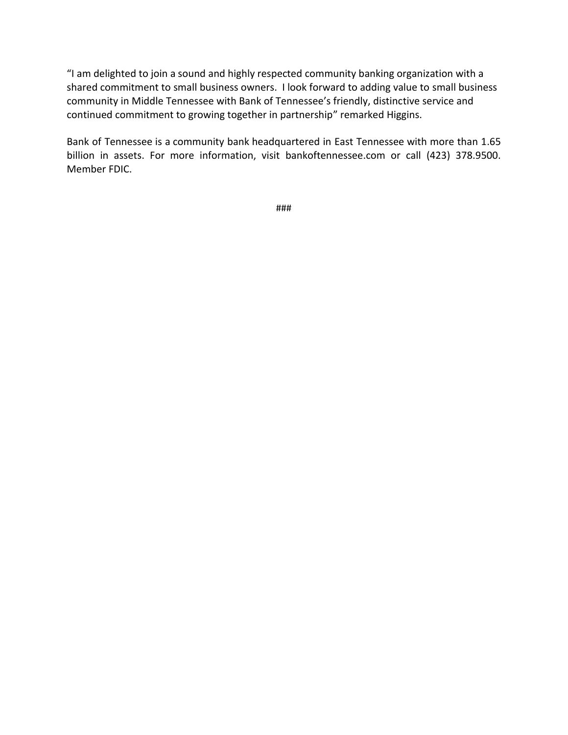“I am delighted to join a sound and highly respected community banking organization with a shared commitment to small business owners.  I look forward to adding value to small business community in Middle Tennessee with Bank of Tennessee’s friendly, distinctive service and continued commitment to growing together in partnership” remarked Higgins.

Bank of Tennessee is a community bank headquartered in East Tennessee with more than 1.65 billion in assets. For more information, visit bankoftennessee.com or call (423) 378.9500. Member FDIC.

###